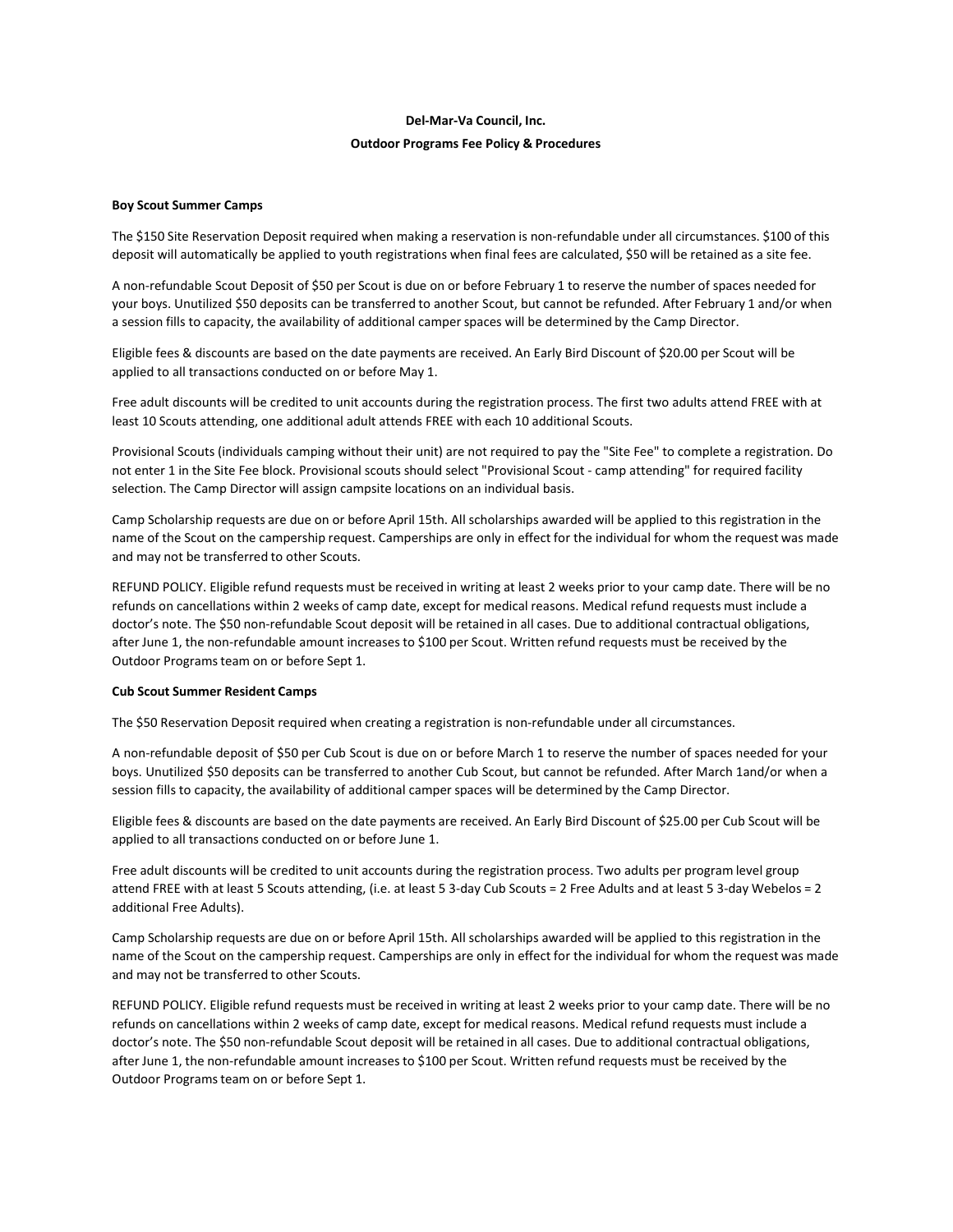**Del-Mar-Va Council, Inc.**

**Outdoor Programs Fee Policy & Procedures**

**Boy Scout Summer Camps**

The $150 Site Reservation Deposit required when making a reservation is non-refundable under all circumstances. $100 of this deposit will automatically be applied to youth registrations when final fees are calculated, $50 will be retained as a site fee.

A non-refundable Scout Deposit of $50 per Scout is due on or before February 1 to reserve the number of spaces needed for your boys. Unutilized $50 deposits can be transferred to another Scout, but cannot be refunded. After February 1 and/or when a session fills to capacity, the availability of additional camper spaces will be determined by the Camp Director.

Eligible fees & discounts are based on the date payments are received. An Early Bird Discount of $20.00 per Scout will be applied to all transactions conducted on or before May 1.

Free adult discounts will be credited to unit accounts during the registration process. The first two adults attend FREE with at least 10 Scouts attending, one additional adult attends FREE with each 10 additional Scouts.

Provisional Scouts (individuals camping without their unit) are not required to pay the "Site Fee" to complete a registration. Do not enter 1 in the Site Fee block. Provisional scouts should select "Provisional Scout - camp attending" for required facility selection. The Camp Director will assign campsite locations on an individual basis.

Camp Scholarship requests are due on or before April 15th. All scholarships awarded will be applied to this registration in the name of the Scout on the campership request. Camperships are only in effect for the individual for whom the request was made and may not be transferred to other Scouts.

REFUND POLICY. Eligible refund requests must be received in writing at least 2 weeks prior to your camp date. There will be no refunds on cancellations within 2 weeks of camp date, except for medical reasons. Medical refund requests must include a doctor's note. The $50 non-refundable Scout deposit will be retained in all cases. Due to additional contractual obligations, after June 1, the non-refundable amount increases to $100 per Scout. Written refund requests must be received by the Outdoor Programs team on or before Sept 1.

**Cub Scout Summer Resident Camps**

The $50 Reservation Deposit required when creating a registration is non-refundable under all circumstances.

A non-refundable deposit of $50 per Cub Scout is due on or before March 1 to reserve the number of spaces needed for your boys. Unutilized $50 deposits can be transferred to another Cub Scout, but cannot be refunded. After March 1and/or when a session fills to capacity, the availability of additional camper spaces will be determined by the Camp Director.

Eligible fees & discounts are based on the date payments are received. An Early Bird Discount of $25.00 per Cub Scout will be applied to all transactions conducted on or before June 1.

Free adult discounts will be credited to unit accounts during the registration process. Two adults per program level group attend FREE with at least 5 Scouts attending, (i.e. at least 5 3-day Cub Scouts = 2 Free Adults and at least 5 3-day Webelos = 2 additional Free Adults).

Camp Scholarship requests are due on or before April 15th. All scholarships awarded will be applied to this registration in the name of the Scout on the campership request. Camperships are only in effect for the individual for whom the request was made and may not be transferred to other Scouts.

REFUND POLICY. Eligible refund requests must be received in writing at least 2 weeks prior to your camp date. There will be no refunds on cancellations within 2 weeks of camp date, except for medical reasons. Medical refund requests must include a doctor's note. The $50 non-refundable Scout deposit will be retained in all cases. Due to additional contractual obligations, after June 1, the non-refundable amount increases to $100 per Scout. Written refund requests must be received by the Outdoor Programs team on or before Sept 1.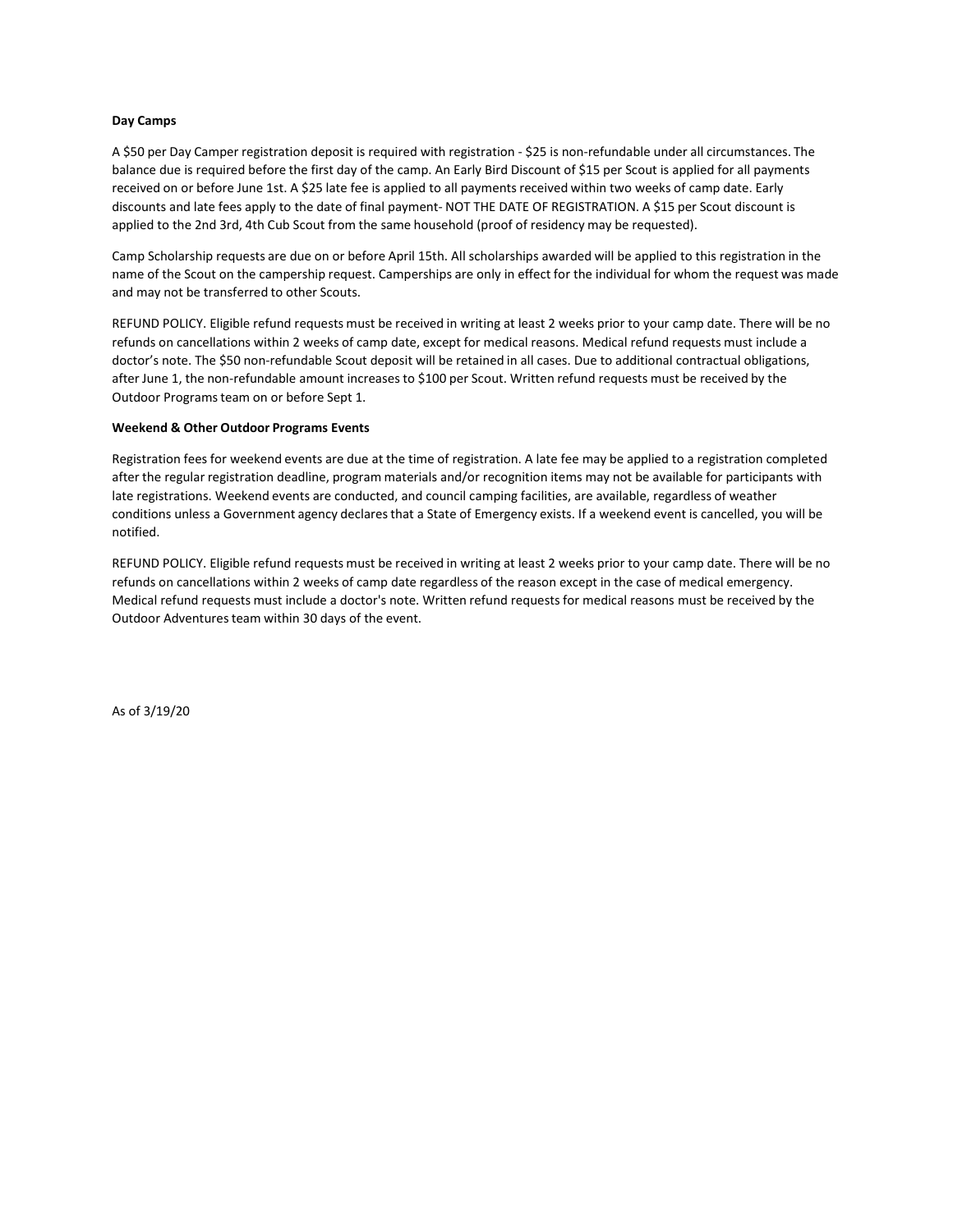**Day Camps**

A $50 per Day Camper registration deposit is required with registration - $25 is non-refundable under all circumstances. The balance due is required before the first day of the camp. An Early Bird Discount of $15 per Scout is applied for all payments received on or before June 1st. A $25 late fee is applied to all payments received within two weeks of camp date. Early discounts and late fees apply to the date of final payment- NOT THE DATE OF REGISTRATION. A $15 per Scout discount is applied to the 2nd 3rd, 4th Cub Scout from the same household (proof of residency may be requested).

Camp Scholarship requests are due on or before April 15th. All scholarships awarded will be applied to this registration in the name of the Scout on the campership request. Camperships are only in effect for the individual for whom the request was made and may not be transferred to other Scouts.

REFUND POLICY. Eligible refund requests must be received in writing at least 2 weeks prior to your camp date. There will be no refunds on cancellations within 2 weeks of camp date, except for medical reasons. Medical refund requests must include a doctor's note. The $50 non-refundable Scout deposit will be retained in all cases. Due to additional contractual obligations, after June 1, the non-refundable amount increases to $100 per Scout. Written refund requests must be received by the Outdoor Programs team on or before Sept 1.

**Weekend & Other Outdoor Programs Events**

Registration fees for weekend events are due at the time of registration. A late fee may be applied to a registration completed after the regular registration deadline, program materials and/or recognition items may not be available for participants with late registrations. Weekend events are conducted, and council camping facilities, are available, regardless of weather conditions unless a Government agency declares that a State of Emergency exists. If a weekend event is cancelled, you will be notified.

REFUND POLICY. Eligible refund requests must be received in writing at least 2 weeks prior to your camp date. There will be no refunds on cancellations within 2 weeks of camp date regardless of the reason except in the case of medical emergency. Medical refund requests must include a doctor's note. Written refund requests for medical reasons must be received by the Outdoor Adventures team within 30 days of the event.

As of 3/19/20